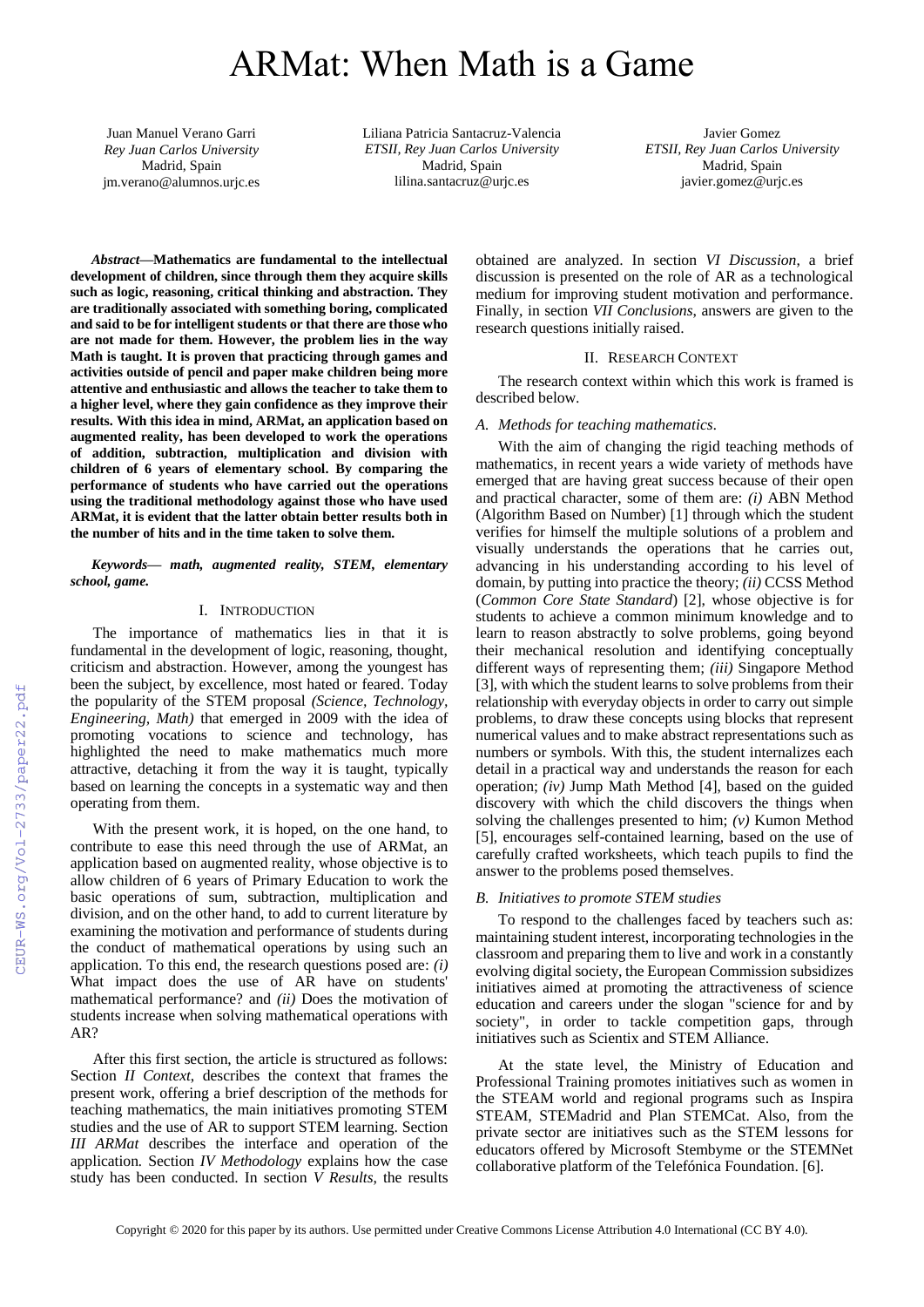# ARMat: When Math is a Game

Juan Manuel Verano Garri
*Rey Juan Carlos University*
Madrid, Spain
jm.verano@alumnos.urjc.es

Liliana Patricia Santacruz-Valencia
*ETSII, Rey Juan Carlos University*
Madrid, Spain
lilina.santacruz@urjc.es

Javier Gomez
*ETSII, Rey Juan Carlos University*
Madrid, Spain
javier.gomez@urjc.es

***Abstract*—Mathematics are fundamental to the intellectual development of children, since through them they acquire skills such as logic, reasoning, critical thinking and abstraction. They are traditionally associated with something boring, complicated and said to be for intelligent students or that there are those who are not made for them. However, the problem lies in the way Math is taught. It is proven that practicing through games and activities outside of pencil and paper make children being more attentive and enthusiastic and allows the teacher to take them to a higher level, where they gain confidence as they improve their results. With this idea in mind, ARMat, an application based on augmented reality, has been developed to work the operations of addition, subtraction, multiplication and division with children of 6 years of elementary school. By comparing the performance of students who have carried out the operations using the traditional methodology against those who have used ARMat, it is evident that the latter obtain better results both in the number of hits and in the time taken to solve them.**

***Keywords*— *math, augmented reality, STEM, elementary school, game.***

## I. Introduction

The importance of mathematics lies in that it is fundamental in the development of logic, reasoning, thought, criticism and abstraction. However, among the youngest has been the subject, by excellence, most hated or feared. Today the popularity of the STEM proposal *(Science, Technology, Engineering, Math)* that emerged in 2009 with the idea of promoting vocations to science and technology, has highlighted the need to make mathematics much more attractive, detaching it from the way it is taught, typically based on learning the concepts in a systematic way and then operating from them.

With the present work, it is hoped, on the one hand, to contribute to ease this need through the use of ARMat, an application based on augmented reality, whose objective is to allow children of 6 years of Primary Education to work the basic operations of sum, subtraction, multiplication and division, and on the other hand, to add to current literature by examining the motivation and performance of students during the conduct of mathematical operations by using such an application. To this end, the research questions posed are: *(i)* What impact does the use of AR have on students' mathematical performance? and *(ii)* Does the motivation of students increase when solving mathematical operations with AR?

After this first section, the article is structured as follows: Section *II Context*, describes the context that frames the present work, offering a brief description of the methods for teaching mathematics, the main initiatives promoting STEM studies and the use of AR to support STEM learning. Section *III ARMat* describes the interface and operation of the application. Section *IV Methodology* explains how the case study has been conducted. In section *V Results*, the results obtained are analyzed. In section *VI Discussion*, a brief discussion is presented on the role of AR as a technological medium for improving student motivation and performance. Finally, in section *VII Conclusions*, answers are given to the research questions initially raised.

## II. Research Context

The research context within which this work is framed is described below.

### *A. Methods for teaching mathematics.*

With the aim of changing the rigid teaching methods of mathematics, in recent years a wide variety of methods have emerged that are having great success because of their open and practical character, some of them are: *(i)* ABN Method (Algorithm Based on Number) [1] through which the student verifies for himself the multiple solutions of a problem and visually understands the operations that he carries out, advancing in his understanding according to his level of domain, by putting into practice the theory; *(ii)* CCSS Method (*Common Core State Standard*) [2], whose objective is for students to achieve a common minimum knowledge and to learn to reason abstractly to solve problems, going beyond their mechanical resolution and identifying conceptually different ways of representing them; *(iii)* Singapore Method [3], with which the student learns to solve problems from their relationship with everyday objects in order to carry out simple problems, to draw these concepts using blocks that represent numerical values and to make abstract representations such as numbers or symbols. With this, the student internalizes each detail in a practical way and understands the reason for each operation; *(iv)* Jump Math Method [4], based on the guided discovery with which the child discovers the things when solving the challenges presented to him; *(v)* Kumon Method [5], encourages self-contained learning, based on the use of carefully crafted worksheets, which teach pupils to find the answer to the problems posed themselves.

### *B. Initiatives to promote STEM studies*

To respond to the challenges faced by teachers such as: maintaining student interest, incorporating technologies in the classroom and preparing them to live and work in a constantly evolving digital society, the European Commission subsidizes initiatives aimed at promoting the attractiveness of science education and careers under the slogan "science for and by society", in order to tackle competition gaps, through initiatives such as Scientix and STEM Alliance.

At the state level, the Ministry of Education and Professional Training promotes initiatives such as women in the STEAM world and regional programs such as Inspira STEAM, STEMadrid and Plan STEMCat. Also, from the private sector are initiatives such as the STEM lessons for educators offered by Microsoft Stembyme or the STEMNet collaborative platform of the Telefónica Foundation. [6].

Copyright © 2020 for this paper by its authors. Use permitted under Creative Commons License Attribution 4.0 International (CC BY 4.0).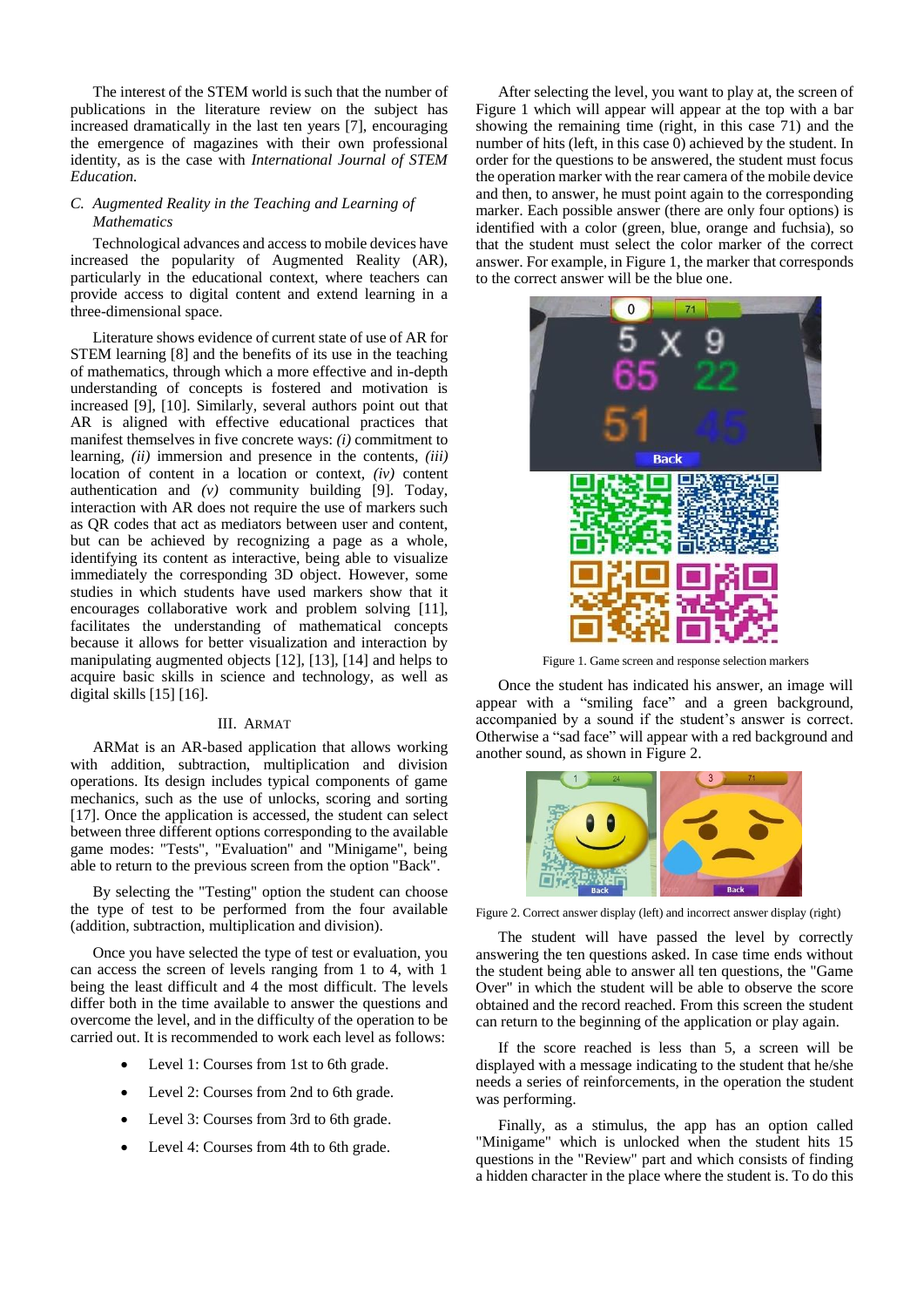The interest of the STEM world is such that the number of publications in the literature review on the subject has increased dramatically in the last ten years [7], encouraging the emergence of magazines with their own professional identity, as is the case with *International Journal of STEM Education.*

### C. Augmented Reality in the Teaching and Learning of Mathematics

Technological advances and access to mobile devices have increased the popularity of Augmented Reality (AR), particularly in the educational context, where teachers can provide access to digital content and extend learning in a three-dimensional space.

Literature shows evidence of current state of use of AR for STEM learning [8] and the benefits of its use in the teaching of mathematics, through which a more effective and in-depth understanding of concepts is fostered and motivation is increased [9], [10]. Similarly, several authors point out that AR is aligned with effective educational practices that manifest themselves in five concrete ways: *(i)* commitment to learning, *(ii)* immersion and presence in the contents, *(iii)* location of content in a location or context, *(iv)* content authentication and *(v)* community building [9]. Today, interaction with AR does not require the use of markers such as QR codes that act as mediators between user and content, but can be achieved by recognizing a page as a whole, identifying its content as interactive, being able to visualize immediately the corresponding 3D object. However, some studies in which students have used markers show that it encourages collaborative work and problem solving [11], facilitates the understanding of mathematical concepts because it allows for better visualization and interaction by manipulating augmented objects [12], [13], [14] and helps to acquire basic skills in science and technology, as well as digital skills [15] [16].

## III. ARMAT

ARMat is an AR-based application that allows working with addition, subtraction, multiplication and division operations. Its design includes typical components of game mechanics, such as the use of unlocks, scoring and sorting [17]. Once the application is accessed, the student can select between three different options corresponding to the available game modes: "Tests", "Evaluation" and "Minigame", being able to return to the previous screen from the option "Back".

By selecting the "Testing" option the student can choose the type of test to be performed from the four available (addition, subtraction, multiplication and division).

Once you have selected the type of test or evaluation, you can access the screen of levels ranging from 1 to 4, with 1 being the least difficult and 4 the most difficult. The levels differ both in the time available to answer the questions and overcome the level, and in the difficulty of the operation to be carried out. It is recommended to work each level as follows:

- Level 1: Courses from 1st to 6th grade.
- Level 2: Courses from 2nd to 6th grade.
- Level 3: Courses from 3rd to 6th grade.
- Level 4: Courses from 4th to 6th grade.

After selecting the level, you want to play at, the screen of Figure 1 which will appear will appear at the top with a bar showing the remaining time (right, in this case 71) and the number of hits (left, in this case 0) achieved by the student. In order for the questions to be answered, the student must focus the operation marker with the rear camera of the mobile device and then, to answer, he must point again to the corresponding marker. Each possible answer (there are only four options) is identified with a color (green, blue, orange and fuchsia), so that the student must select the color marker of the correct answer. For example, in Figure 1, the marker that corresponds to the correct answer will be the blue one.

Figure 1. Game screen and response selection markers

Once the student has indicated his answer, an image will appear with a "smiling face" and a green background, accompanied by a sound if the student's answer is correct. Otherwise a "sad face" will appear with a red background and another sound, as shown in Figure 2.

Figure 2. Correct answer display (left) and incorrect answer display (right)

The student will have passed the level by correctly answering the ten questions asked. In case time ends without the student being able to answer all ten questions, the "Game Over" in which the student will be able to observe the score obtained and the record reached. From this screen the student can return to the beginning of the application or play again.

If the score reached is less than 5, a screen will be displayed with a message indicating to the student that he/she needs a series of reinforcements, in the operation the student was performing.

Finally, as a stimulus, the app has an option called "Minigame" which is unlocked when the student hits 15 questions in the "Review" part and which consists of finding a hidden character in the place where the student is. To do this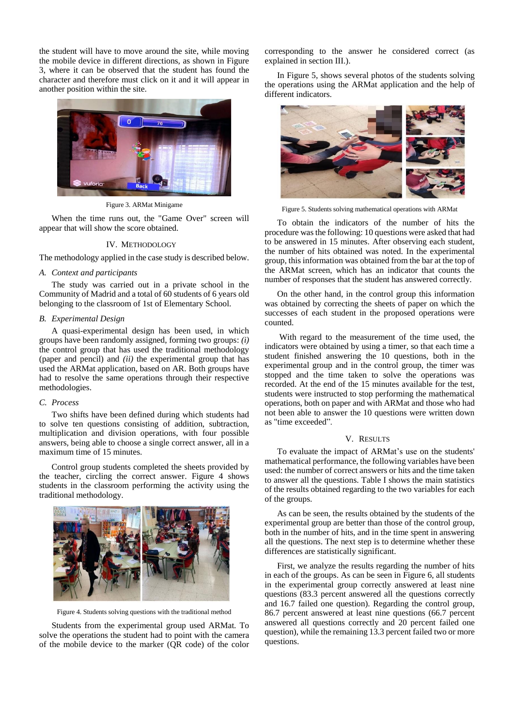the student will have to move around the site, while moving the mobile device in different directions, as shown in Figure 3, where it can be observed that the student has found the character and therefore must click on it and it will appear in another position within the site.

Figure 3. ARMat Minigame

When the time runs out, the "Game Over" screen will appear that will show the score obtained.

## IV. Methodology

The methodology applied in the case study is described below.

### *A. Context and participants*

The study was carried out in a private school in the Community of Madrid and a total of 60 students of 6 years old belonging to the classroom of 1st of Elementary School.

### *B. Experimental Design*

A quasi-experimental design has been used, in which groups have been randomly assigned, forming two groups: *(i)* the control group that has used the traditional methodology (paper and pencil) and *(ii)* the experimental group that has used the ARMat application, based on AR. Both groups have had to resolve the same operations through their respective methodologies.

### *C. Process*

Two shifts have been defined during which students had to solve ten questions consisting of addition, subtraction, multiplication and division operations, with four possible answers, being able to choose a single correct answer, all in a maximum time of 15 minutes.

Control group students completed the sheets provided by the teacher, circling the correct answer. Figure 4 shows students in the classroom performing the activity using the traditional methodology.

Figure 4. Students solving questions with the traditional method

Students from the experimental group used ARMat. To solve the operations the student had to point with the camera of the mobile device to the marker (QR code) of the color corresponding to the answer he considered correct (as explained in section III.).

In Figure 5, shows several photos of the students solving the operations using the ARMat application and the help of different indicators.

Figure 5. Students solving mathematical operations with ARMat

To obtain the indicators of the number of hits the procedure was the following: 10 questions were asked that had to be answered in 15 minutes. After observing each student, the number of hits obtained was noted. In the experimental group, this information was obtained from the bar at the top of the ARMat screen, which has an indicator that counts the number of responses that the student has answered correctly.

On the other hand, in the control group this information was obtained by correcting the sheets of paper on which the successes of each student in the proposed operations were counted.

With regard to the measurement of the time used, the indicators were obtained by using a timer, so that each time a student finished answering the 10 questions, both in the experimental group and in the control group, the timer was stopped and the time taken to solve the operations was recorded. At the end of the 15 minutes available for the test, students were instructed to stop performing the mathematical operations, both on paper and with ARMat and those who had not been able to answer the 10 questions were written down as "time exceeded".

## V. Results

To evaluate the impact of ARMat's use on the students' mathematical performance, the following variables have been used: the number of correct answers or hits and the time taken to answer all the questions. Table I shows the main statistics of the results obtained regarding to the two variables for each of the groups.

As can be seen, the results obtained by the students of the experimental group are better than those of the control group, both in the number of hits, and in the time spent in answering all the questions. The next step is to determine whether these differences are statistically significant.

First, we analyze the results regarding the number of hits in each of the groups. As can be seen in Figure 6, all students in the experimental group correctly answered at least nine questions (83.3 percent answered all the questions correctly and 16.7 failed one question). Regarding the control group, 86.7 percent answered at least nine questions (66.7 percent answered all questions correctly and 20 percent failed one question), while the remaining 13.3 percent failed two or more questions.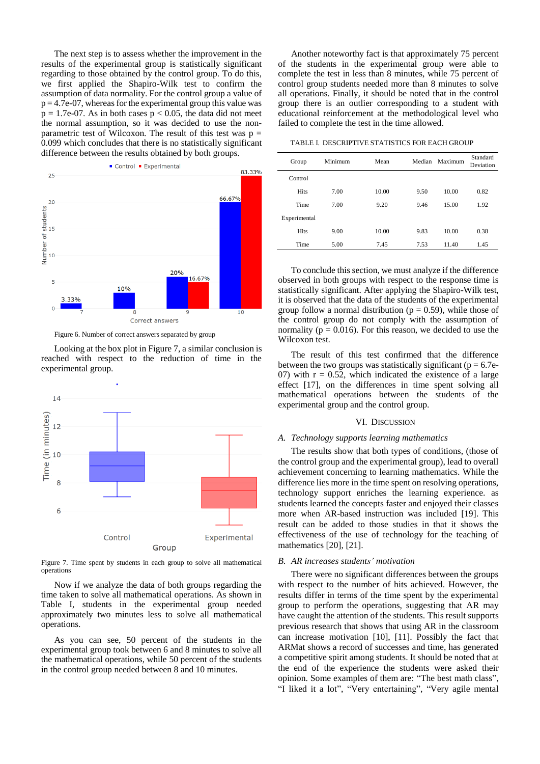The next step is to assess whether the improvement in the results of the experimental group is statistically significant regarding to those obtained by the control group. To do this, we first applied the Shapiro-Wilk test to confirm the assumption of data normality. For the control group a value of p = 4.7e-07, whereas for the experimental group this value was p = 1.7e-07. As in both cases $p < 0.05$, the data did not meet the normal assumption, so it was decided to use the non-parametric test of Wilcoxon. The result of this test was p = 0.099 which concludes that there is no statistically significant difference between the results obtained by both groups.

Figure 6. Number of correct answers separated by group

Looking at the box plot in Figure 7, a similar conclusion is reached with respect to the reduction of time in the experimental group.

Figure 7. Time spent by students in each group to solve all mathematical operations

Now if we analyze the data of both groups regarding the time taken to solve all mathematical operations. As shown in Table I, students in the experimental group needed approximately two minutes less to solve all mathematical operations.

As you can see, 50 percent of the students in the experimental group took between 6 and 8 minutes to solve all the mathematical operations, while 50 percent of the students in the control group needed between 8 and 10 minutes.

Another noteworthy fact is that approximately 75 percent of the students in the experimental group were able to complete the test in less than 8 minutes, while 75 percent of control group students needed more than 8 minutes to solve all operations. Finally, it should be noted that in the control group there is an outlier corresponding to a student with educational reinforcement at the methodological level who failed to complete the test in the time allowed.

TABLE I. DESCRIPTIVE STATISTICS FOR EACH GROUP

| Group | Minimum | Mean | Median | Maximum | Standard Deviation |
|---|---|---|---|---|---|
| Control | | | | | |
| Hits | 7.00 | 10.00 | 9.50 | 10.00 | 0.82 |
| Time | 7.00 | 9.20 | 9.46 | 15.00 | 1.92 |
| Experimental | | | | | |
| Hits | 9.00 | 10.00 | 9.83 | 10.00 | 0.38 |
| Time | 5.00 | 7.45 | 7.53 | 11.40 | 1.45 |

To conclude this section, we must analyze if the difference observed in both groups with respect to the response time is statistically significant. After applying the Shapiro-Wilk test, it is observed that the data of the students of the experimental group follow a normal distribution (p = 0.59), while those of the control group do not comply with the assumption of normality (p = 0.016). For this reason, we decided to use the Wilcoxon test.

The result of this test confirmed that the difference between the two groups was statistically significant (p = 6.7e-07) with r = 0.52, which indicated the existence of a large effect [17], on the differences in time spent solving all mathematical operations between the students of the experimental group and the control group.

## VI. Discussion

### *A. Technology supports learning mathematics*

The results show that both types of conditions, (those of the control group and the experimental group), lead to overall achievement concerning to learning mathematics. While the difference lies more in the time spent on resolving operations, technology support enriches the learning experience. as students learned the concepts faster and enjoyed their classes more when AR-based instruction was included [19]. This result can be added to those studies in that it shows the effectiveness of the use of technology for the teaching of mathematics [20], [21].

### *B. AR increases students' motivation*

There were no significant differences between the groups with respect to the number of hits achieved. However, the results differ in terms of the time spent by the experimental group to perform the operations, suggesting that AR may have caught the attention of the students. This result supports previous research that shows that using AR in the classroom can increase motivation [10], [11]. Possibly the fact that ARMat shows a record of successes and time, has generated a competitive spirit among students. It should be noted that at the end of the experience the students were asked their opinion. Some examples of them are: "The best math class", "I liked it a lot", "Very entertaining", "Very agile mental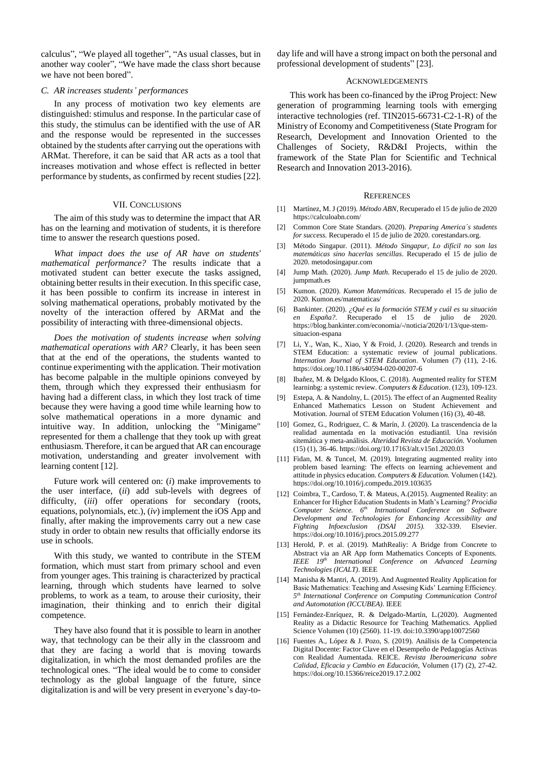calculus", "We played all together", "As usual classes, but in another way cooler", "We have made the class short because we have not been bored".

### C. AR increases students' performances

In any process of motivation two key elements are distinguished: stimulus and response. In the particular case of this study, the stimulus can be identified with the use of AR and the response would be represented in the successes obtained by the students after carrying out the operations with ARMat. Therefore, it can be said that AR acts as a tool that increases motivation and whose effect is reflected in better performance by students, as confirmed by recent studies [22].

## VII. Conclusions

The aim of this study was to determine the impact that AR has on the learning and motivation of students, it is therefore time to answer the research questions posed.

*What impact does the use of AR have on students' mathematical performance?* The results indicate that a motivated student can better execute the tasks assigned, obtaining better results in their execution. In this specific case, it has been possible to confirm its increase in interest in solving mathematical operations, probably motivated by the novelty of the interaction offered by ARMat and the possibility of interacting with three-dimensional objects.

*Does the motivation of students increase when solving mathematical operations with AR?* Clearly, it has been seen that at the end of the operations, the students wanted to continue experimenting with the application. Their motivation has become palpable in the multiple opinions conveyed by them, through which they expressed their enthusiasm for having had a different class, in which they lost track of time because they were having a good time while learning how to solve mathematical operations in a more dynamic and intuitive way. In addition, unlocking the "Minigame" represented for them a challenge that they took up with great enthusiasm. Therefore, it can be argued that AR can encourage motivation, understanding and greater involvement with learning content [12].

Future work will centered on: (*i*) make improvements to the user interface, (*ii*) add sub-levels with degrees of difficulty, (*iii*) offer operations for secondary (roots, equations, polynomials, etc.), (*iv*) implement the iOS App and finally, after making the improvements carry out a new case study in order to obtain new results that officially endorse its use in schools.

With this study, we wanted to contribute in the STEM formation, which must start from primary school and even from younger ages. This training is characterized by practical learning, through which students have learned to solve problems, to work as a team, to arouse their curiosity, their imagination, their thinking and to enrich their digital competence.

They have also found that it is possible to learn in another way, that technology can be their ally in the classroom and that they are facing a world that is moving towards digitalization, in which the most demanded profiles are the technological ones. "The ideal would be to come to consider technology as the global language of the future, since digitalization is and will be very present in everyone's day-to-day life and will have a strong impact on both the personal and professional development of students" [23].

## Acknowledgements

This work has been co-financed by the iProg Project: New generation of programming learning tools with emerging interactive technologies (ref. TIN2015-66731-C2-1-R) of the Ministry of Economy and Competitiveness (State Program for Research, Development and Innovation Oriented to the Challenges of Society, R&D&I Projects, within the framework of the State Plan for Scientific and Technical Research and Innovation 2013-2016).

## References

[1] Martínez, M. J (2019). *Método ABN*, Recuperado el 15 de julio de 2020 https://calculoabn.com/

[2] Common Core State Standars. (2020). *Preparing America´s students for success.* Recuperado el 15 de julio de 2020. corestandars.org.

[3] Método Singapur. (2011). *Método Singapur, Lo difícil no son las matemáticas sino hacerlas sencillas*. Recuperado el 15 de julio de 2020. metodosingapur.com

[4] Jump Math. (2020). *Jump Math*. Recuperado el 15 de julio de 2020. jumpmath.es

[5] Kumon. (2020). *Kumon Matemáticas*. Recuperado el 15 de julio de 2020. Kumon.es/matematicas/

[6] Bankinter. (2020). *¿Qué es la formación STEM y cuál es su situación en España?.* Recuperado el 15 de julio de 2020. https://blog.bankinter.com/economia/-/noticia/2020/1/13/que-stem-situacion-espana

[7] Li, Y., Wan, K., Xiao, Y & Froid, J. (2020). Research and trends in STEM Education: a systematic review of journal publications. *Internation Journal of STEM Education*. Volumen (7) (11), 2-16. https://doi.org/10.1186/s40594-020-00207-6

[8] Ibañez, M. & Delgado Kloos, C. (2018). Augmented reality for STEM learninbg: a systemic review. *Computers & Education*. (123), 109-123.

[9] Estepa, A. & Nandolny, L. (2015). The effect of an Augmented Reality Enhanced Mathematics Lesson on Student Achievement and Motivation. Journal of STEM Education Volumen (16) (3), 40-48.

[10] Gomez, G., Rodriguez, C. & Marín, J. (2020). La trascendencia de la realidad aumentada en la motivación estudiantil. Una revisión sitemática y meta-análisis. *Alteridad Revista de Educación.* Voolumen (15) (1), 36-46. https://doi.org/10.17163/alt.v15n1.2020.03

[11] Fidan, M. & Tuncel, M. (2019). Integrating augmented reality into problem based learning: The effects on learning achievement and attitude in physics education. *Computers & Education.* Volumen (142). https://doi.org/10.1016/j.compedu.2019.103635

[12] Coimbra, T., Cardoso, T. & Mateus, A.(2015). Augmented Reality: an Enhancer for Higher Education Students in Math's Learning? *Procidia Computer Science. 6th Intrnational Conference on Software Development and Technologies for Enhancing Accessibility and Fighting Infoexclusion (DSAI 2015).* 332-339. Elsevier. https://doi.org/10.1016/j.procs.2015.09.277

[13] Herold, P. et al. (2019). MathRealiy: A Bridge from Concrete to Abstract via an AR App form Mathematics Concepts of Exponents. *IEEE 19th International Conference on Advanced Learning Technologies (ICALT)*. IEEE

[14] Manisha & Mantri, A. (2019). And Augmented Reality Application for Basic Mathematics: Teaching and Assesing Kids' Learning Efficiency. *5th International Conference on Computing Communication Control and Automotation (ICCUBEA)*. IEEE

[15] Fernández-Enríquez, R. & Delgado-Martín, L.(2020). Augmented Reality as a Didactic Resource for Teaching Mathematics. Applied Science Volumen (10) (2560). 11-19. doi:10.3390/app10072560

[16] Fuentes A., López & J. Pozo, S. (2019). Análisis de la Competencia Digital Docente: Factor Clave en el Desempeño de Pedagogías Activas con Realidad Aumentada. REICE. *Revista Iberoamericana sobre Calidad, Eficacia y Cambio en Educación*, Volumen (17) (2), 27-42. https://doi.org/10.15366/reice2019.17.2.002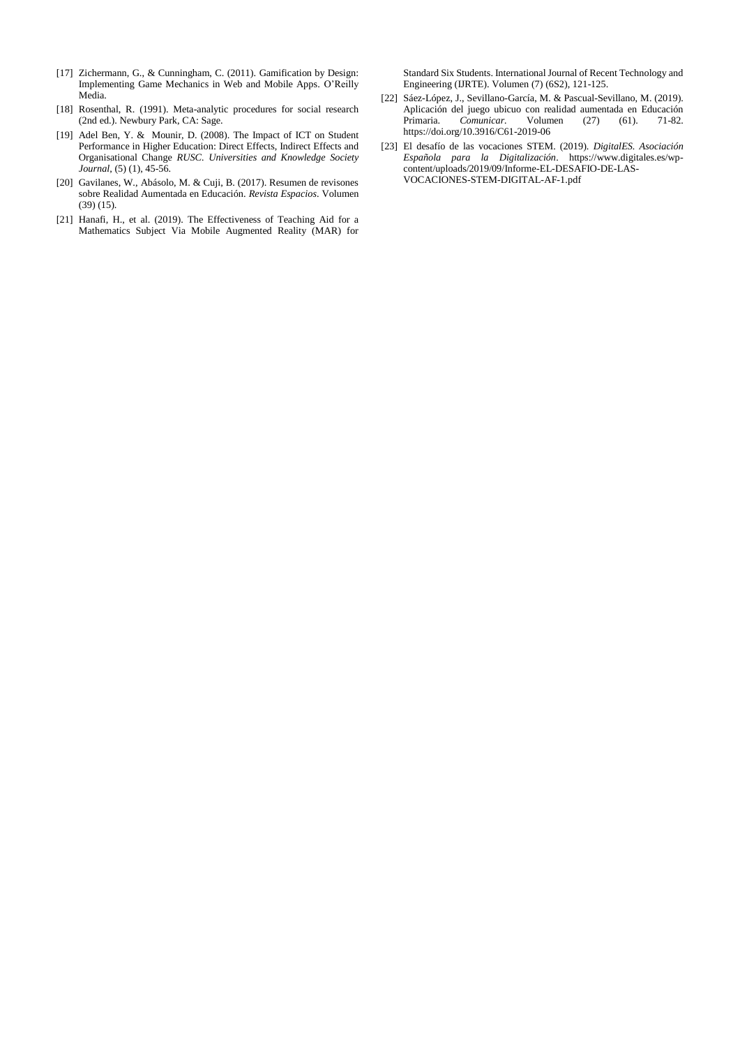[17] Zichermann, G., & Cunningham, C. (2011). Gamification by Design: Implementing Game Mechanics in Web and Mobile Apps. O'Reilly Media.

[18] Rosenthal, R. (1991). Meta-analytic procedures for social research (2nd ed.). Newbury Park, CA: Sage.

[19] Adel Ben, Y. & Mounir, D. (2008). The Impact of ICT on Student Performance in Higher Education: Direct Effects, Indirect Effects and Organisational Change *RUSC. Universities and Knowledge Society Journal*, (5) (1), 45-56.

[20] Gavilanes, W., Abásolo, M. & Cuji, B. (2017). Resumen de revisones sobre Realidad Aumentada en Educación. *Revista Espacios*. Volumen (39) (15).

[21] Hanafi, H., et al. (2019). The Effectiveness of Teaching Aid for a Mathematics Subject Via Mobile Augmented Reality (MAR) for Standard Six Students. International Journal of Recent Technology and Engineering (IJRTE). Volumen (7) (6S2), 121-125.

[22] Sáez-López, J., Sevillano-García, M. & Pascual-Sevillano, M. (2019). Aplicación del juego ubicuo con realidad aumentada en Educación Primaria. *Comunicar*. Volumen (27) (61). 71-82. https://doi.org/10.3916/C61-2019-06

[23] El desafío de las vocaciones STEM. (2019). *DigitalES. Asociación Española para la Digitalización*. https://www.digitales.es/wp-content/uploads/2019/09/Informe-EL-DESAFIO-DE-LAS-VOCACIONES-STEM-DIGITAL-AF-1.pdf